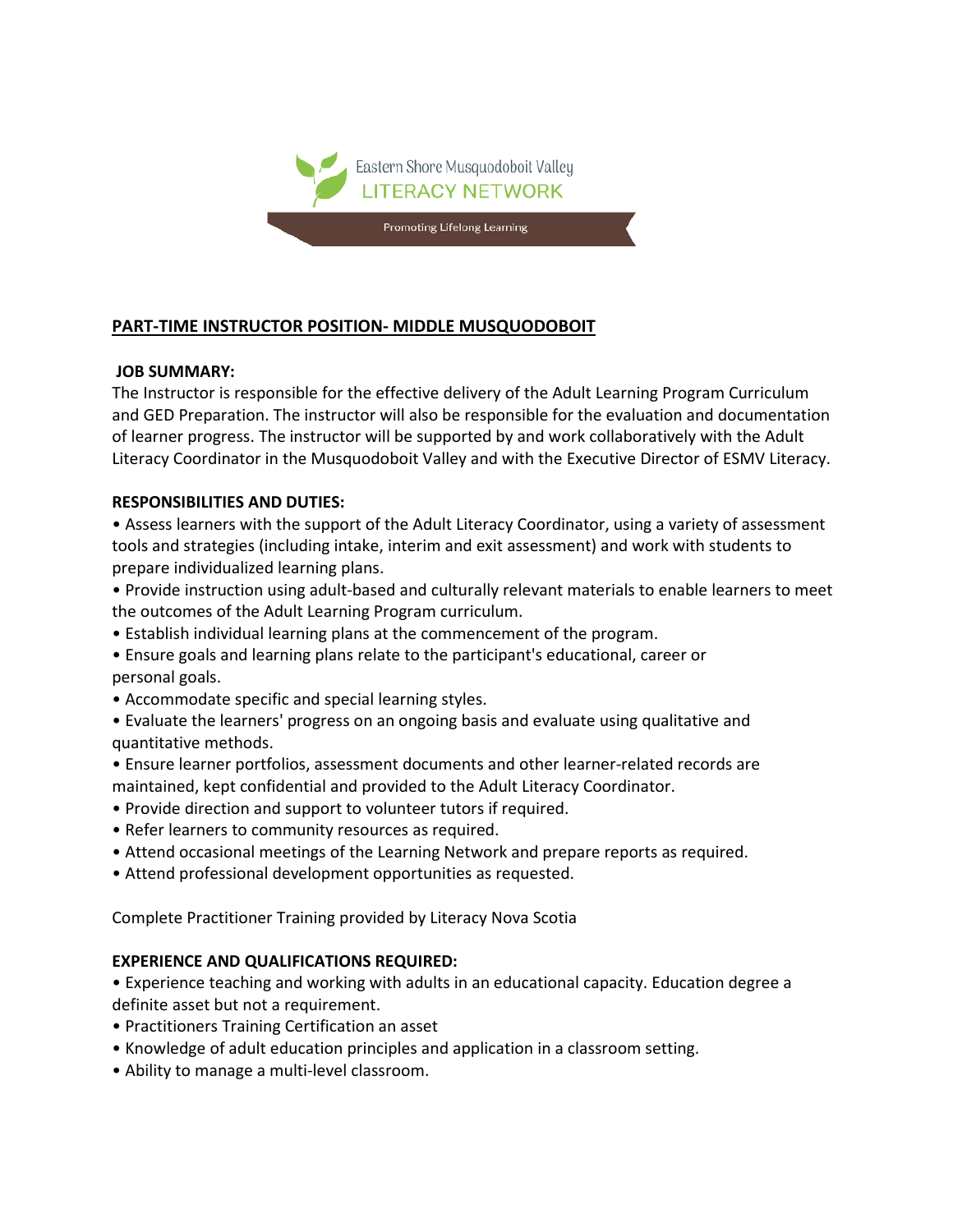Eastern Shore Musquodoboit Valley
LITERACY NETWORK

Promoting Lifelong Learning

## PART-TIME INSTRUCTOR POSITION- MIDDLE MUSQUODOBOIT

**JOB SUMMARY:**

The Instructor is responsible for the effective delivery of the Adult Learning Program Curriculum and GED Preparation. The instructor will also be responsible for the evaluation and documentation of learner progress. The instructor will be supported by and work collaboratively with the Adult Literacy Coordinator in the Musquodoboit Valley and with the Executive Director of ESMV Literacy.

**RESPONSIBILITIES AND DUTIES:**

- Assess learners with the support of the Adult Literacy Coordinator, using a variety of assessment tools and strategies (including intake, interim and exit assessment) and work with students to prepare individualized learning plans.
- Provide instruction using adult-based and culturally relevant materials to enable learners to meet the outcomes of the Adult Learning Program curriculum.
- Establish individual learning plans at the commencement of the program.
- Ensure goals and learning plans relate to the participant's educational, career or personal goals.
- Accommodate specific and special learning styles.
- Evaluate the learners' progress on an ongoing basis and evaluate using qualitative and quantitative methods.
- Ensure learner portfolios, assessment documents and other learner-related records are maintained, kept confidential and provided to the Adult Literacy Coordinator.
- Provide direction and support to volunteer tutors if required.
- Refer learners to community resources as required.
- Attend occasional meetings of the Learning Network and prepare reports as required.
- Attend professional development opportunities as requested.

Complete Practitioner Training provided by Literacy Nova Scotia

**EXPERIENCE AND QUALIFICATIONS REQUIRED:**

- Experience teaching and working with adults in an educational capacity. Education degree a definite asset but not a requirement.
- Practitioners Training Certification an asset
- Knowledge of adult education principles and application in a classroom setting.
- Ability to manage a multi-level classroom.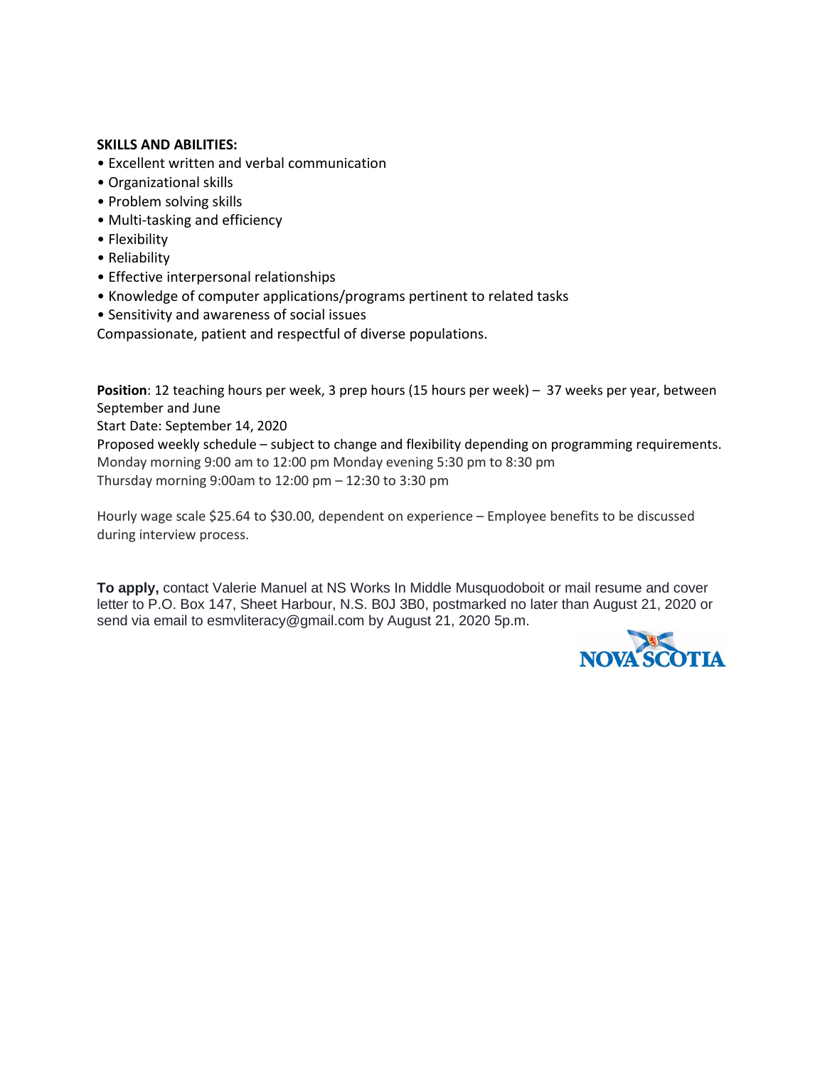**SKILLS AND ABILITIES:**

- Excellent written and verbal communication
- Organizational skills
- Problem solving skills
- Multi-tasking and efficiency
- Flexibility
- Reliability
- Effective interpersonal relationships
- Knowledge of computer applications/programs pertinent to related tasks
- Sensitivity and awareness of social issues

Compassionate, patient and respectful of diverse populations.

**Position**: 12 teaching hours per week, 3 prep hours (15 hours per week) – 37 weeks per year, between September and June

Start Date: September 14, 2020

Proposed weekly schedule – subject to change and flexibility depending on programming requirements.

Monday morning 9:00 am to 12:00 pm Monday evening 5:30 pm to 8:30 pm

Thursday morning 9:00am to 12:00 pm – 12:30 to 3:30 pm

Hourly wage scale $25.64 to $30.00, dependent on experience – Employee benefits to be discussed during interview process.

**To apply,** contact Valerie Manuel at NS Works In Middle Musquodoboit or mail resume and cover letter to P.O. Box 147, Sheet Harbour, N.S. B0J 3B0, postmarked no later than August 21, 2020 or send via email to esmvliteracy@gmail.com by August 21, 2020 5p.m.

NOVA SCOTIA